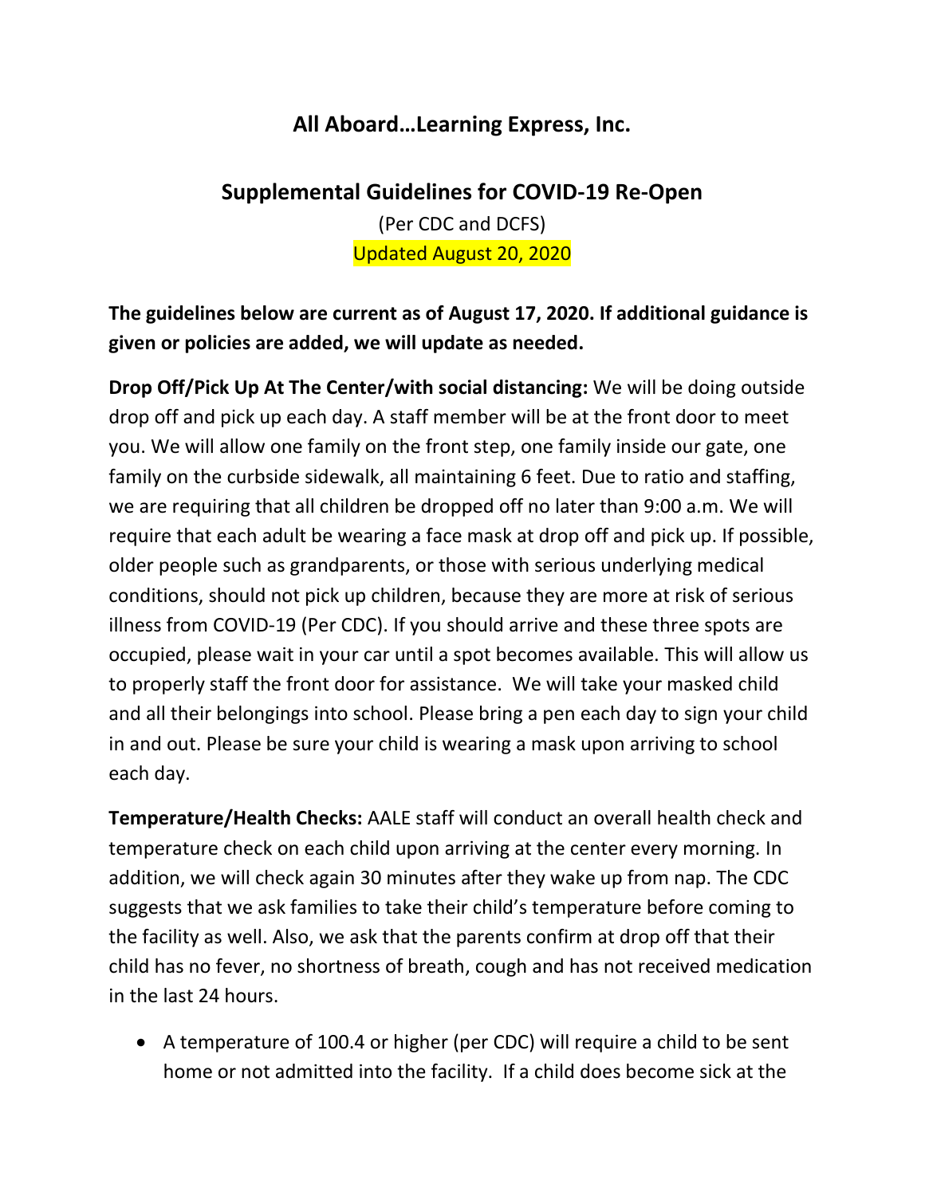## All Aboard…Learning Express, Inc.

## Supplemental Guidelines for COVID-19 Re-Open

(Per CDC and DCFS)

Updated August 20, 2020

**The guidelines below are current as of August 17, 2020. If additional guidance is given or policies are added, we will update as needed.**

**Drop Off/Pick Up At The Center/with social distancing:** We will be doing outside drop off and pick up each day. A staff member will be at the front door to meet you. We will allow one family on the front step, one family inside our gate, one family on the curbside sidewalk, all maintaining 6 feet. Due to ratio and staffing, we are requiring that all children be dropped off no later than 9:00 a.m. We will require that each adult be wearing a face mask at drop off and pick up. If possible, older people such as grandparents, or those with serious underlying medical conditions, should not pick up children, because they are more at risk of serious illness from COVID-19 (Per CDC). If you should arrive and these three spots are occupied, please wait in your car until a spot becomes available. This will allow us to properly staff the front door for assistance. We will take your masked child and all their belongings into school. Please bring a pen each day to sign your child in and out. Please be sure your child is wearing a mask upon arriving to school each day.

**Temperature/Health Checks:** AALE staff will conduct an overall health check and temperature check on each child upon arriving at the center every morning. In addition, we will check again 30 minutes after they wake up from nap. The CDC suggests that we ask families to take their child's temperature before coming to the facility as well. Also, we ask that the parents confirm at drop off that their child has no fever, no shortness of breath, cough and has not received medication in the last 24 hours.

- A temperature of 100.4 or higher (per CDC) will require a child to be sent home or not admitted into the facility. If a child does become sick at the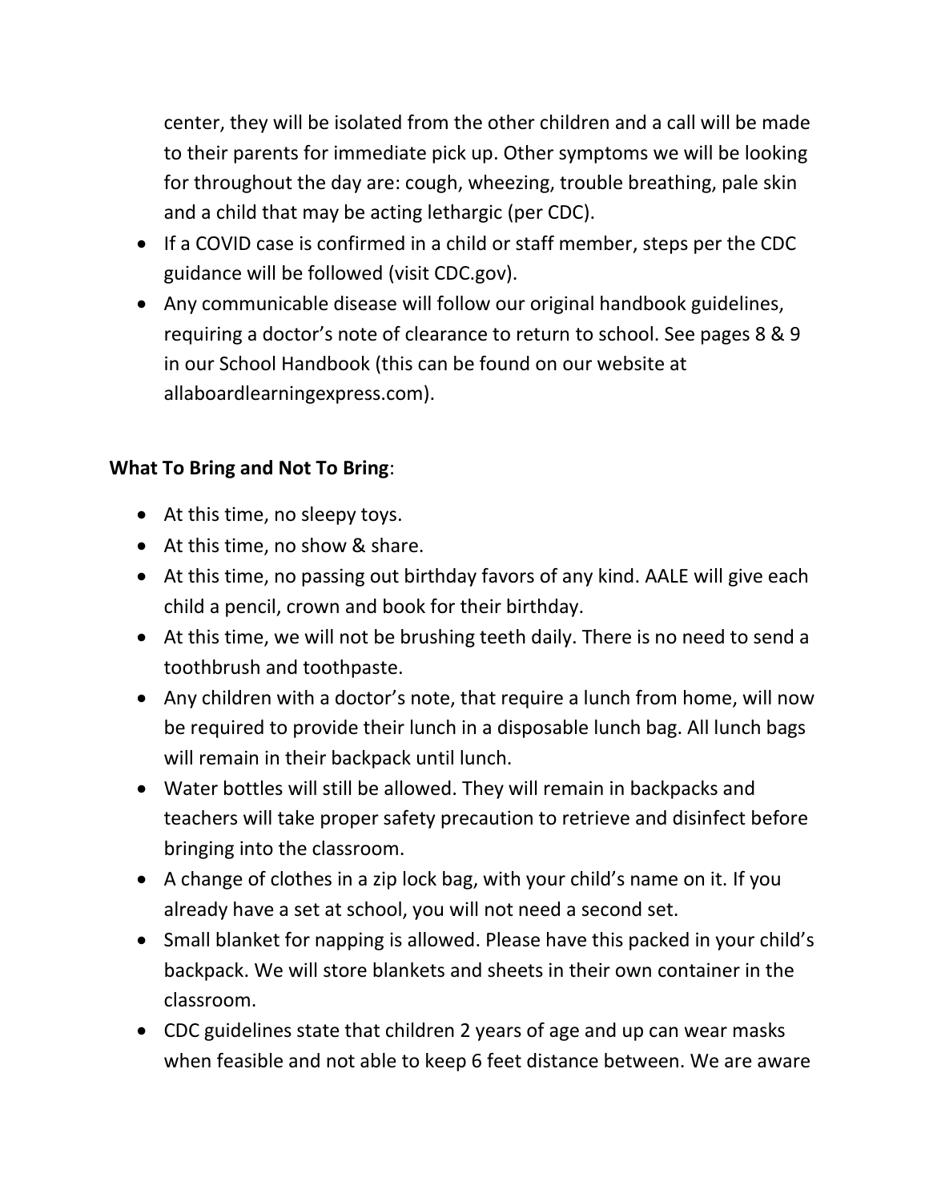center, they will be isolated from the other children and a call will be made to their parents for immediate pick up. Other symptoms we will be looking for throughout the day are: cough, wheezing, trouble breathing, pale skin and a child that may be acting lethargic (per CDC).

- If a COVID case is confirmed in a child or staff member, steps per the CDC guidance will be followed (visit CDC.gov).
- Any communicable disease will follow our original handbook guidelines, requiring a doctor's note of clearance to return to school. See pages 8 & 9 in our School Handbook (this can be found on our website at allaboardlearningexpress.com).

**What To Bring and Not To Bring**:

- At this time, no sleepy toys.
- At this time, no show & share.
- At this time, no passing out birthday favors of any kind. AALE will give each child a pencil, crown and book for their birthday.
- At this time, we will not be brushing teeth daily. There is no need to send a toothbrush and toothpaste.
- Any children with a doctor's note, that require a lunch from home, will now be required to provide their lunch in a disposable lunch bag. All lunch bags will remain in their backpack until lunch.
- Water bottles will still be allowed. They will remain in backpacks and teachers will take proper safety precaution to retrieve and disinfect before bringing into the classroom.
- A change of clothes in a zip lock bag, with your child's name on it. If you already have a set at school, you will not need a second set.
- Small blanket for napping is allowed. Please have this packed in your child's backpack. We will store blankets and sheets in their own container in the classroom.
- CDC guidelines state that children 2 years of age and up can wear masks when feasible and not able to keep 6 feet distance between. We are aware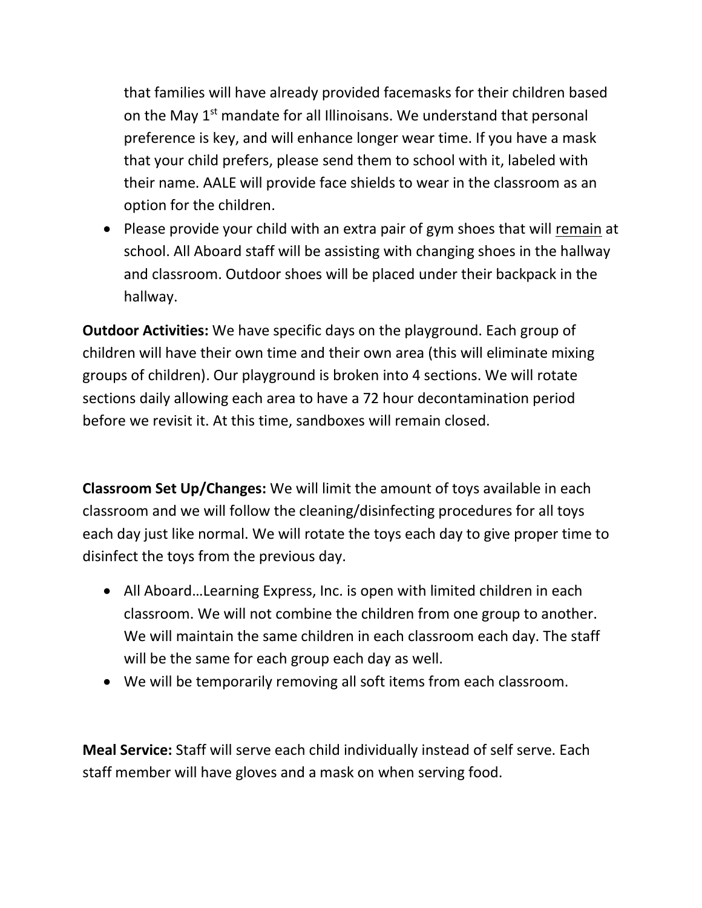that families will have already provided facemasks for their children based on the May 1st mandate for all Illinoisans. We understand that personal preference is key, and will enhance longer wear time. If you have a mask that your child prefers, please send them to school with it, labeled with their name. AALE will provide face shields to wear in the classroom as an option for the children.

- Please provide your child with an extra pair of gym shoes that will <u>remain</u> at school. All Aboard staff will be assisting with changing shoes in the hallway and classroom. Outdoor shoes will be placed under their backpack in the hallway.

**Outdoor Activities:** We have specific days on the playground. Each group of children will have their own time and their own area (this will eliminate mixing groups of children). Our playground is broken into 4 sections. We will rotate sections daily allowing each area to have a 72 hour decontamination period before we revisit it. At this time, sandboxes will remain closed.

**Classroom Set Up/Changes:** We will limit the amount of toys available in each classroom and we will follow the cleaning/disinfecting procedures for all toys each day just like normal. We will rotate the toys each day to give proper time to disinfect the toys from the previous day.

- All Aboard…Learning Express, Inc. is open with limited children in each classroom. We will not combine the children from one group to another. We will maintain the same children in each classroom each day. The staff will be the same for each group each day as well.
- We will be temporarily removing all soft items from each classroom.

**Meal Service:** Staff will serve each child individually instead of self serve. Each staff member will have gloves and a mask on when serving food.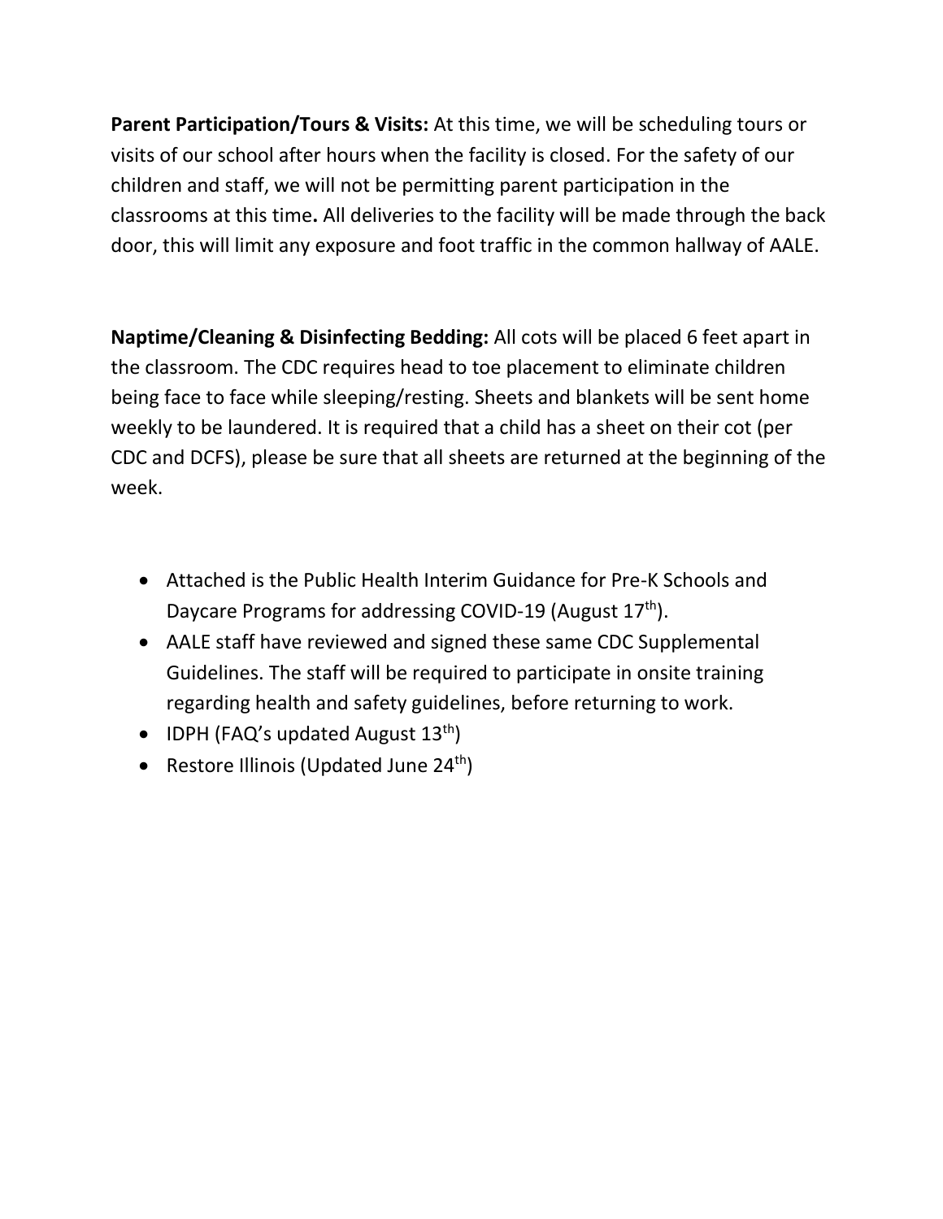**Parent Participation/Tours & Visits:** At this time, we will be scheduling tours or visits of our school after hours when the facility is closed. For the safety of our children and staff, we will not be permitting parent participation in the classrooms at this time**.** All deliveries to the facility will be made through the back door, this will limit any exposure and foot traffic in the common hallway of AALE.

**Naptime/Cleaning & Disinfecting Bedding:** All cots will be placed 6 feet apart in the classroom. The CDC requires head to toe placement to eliminate children being face to face while sleeping/resting. Sheets and blankets will be sent home weekly to be laundered. It is required that a child has a sheet on their cot (per CDC and DCFS), please be sure that all sheets are returned at the beginning of the week.

- Attached is the Public Health Interim Guidance for Pre-K Schools and Daycare Programs for addressing COVID-19 (August 17th).
- AALE staff have reviewed and signed these same CDC Supplemental Guidelines. The staff will be required to participate in onsite training regarding health and safety guidelines, before returning to work.
- IDPH (FAQ's updated August 13th)
- Restore Illinois (Updated June 24th)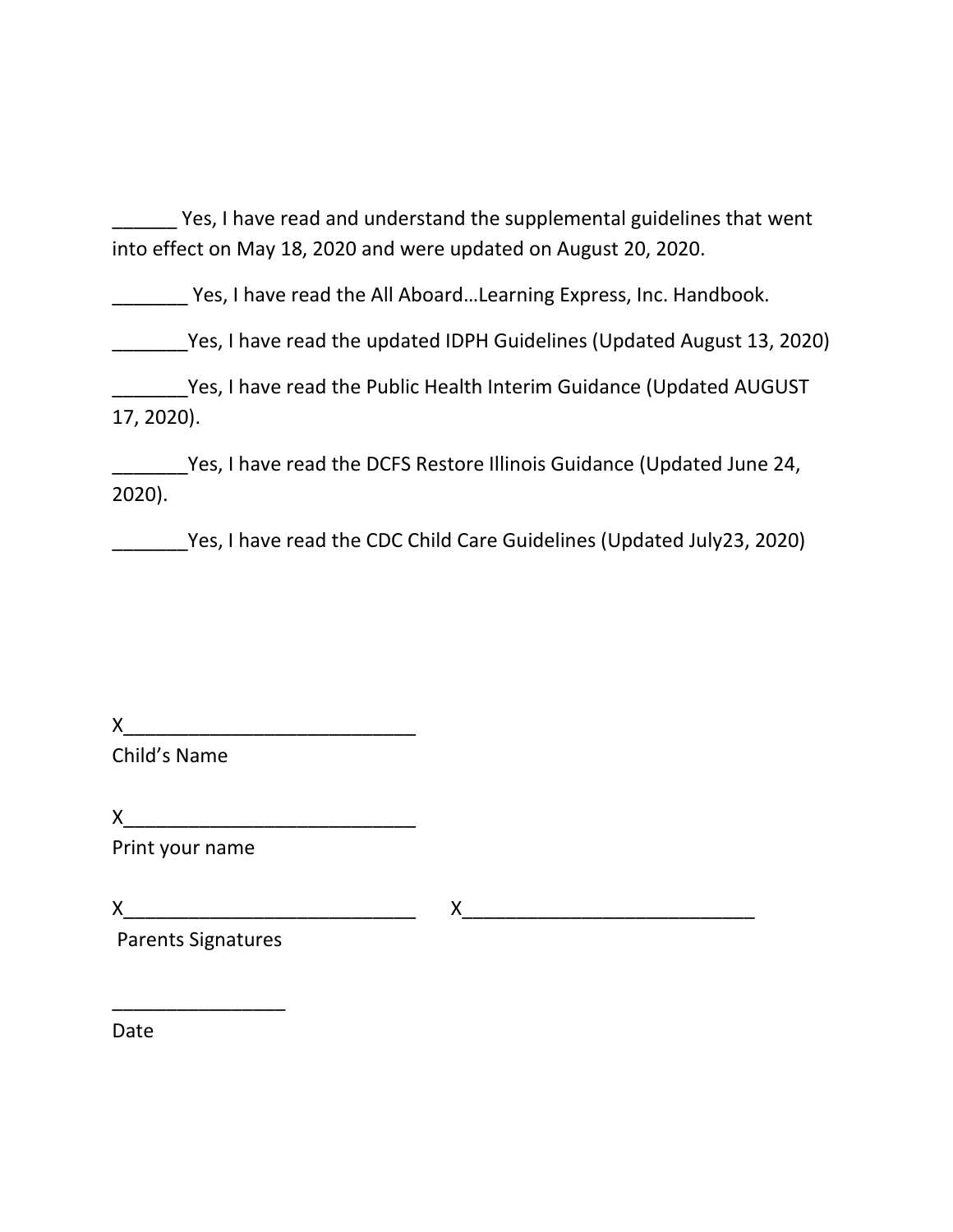______ Yes, I have read and understand the supplemental guidelines that went into effect on May 18, 2020 and were updated on August 20, 2020.

_______ Yes, I have read the All Aboard…Learning Express, Inc. Handbook.

_______Yes, I have read the updated IDPH Guidelines (Updated August 13, 2020)

_______Yes, I have read the Public Health Interim Guidance (Updated AUGUST 17, 2020).

_______Yes, I have read the DCFS Restore Illinois Guidance (Updated June 24, 2020).

_______Yes, I have read the CDC Child Care Guidelines (Updated July23, 2020)

X___________________________
Child's Name

X___________________________
Print your name

X___________________________ X___________________________
Parents Signatures

________________
Date